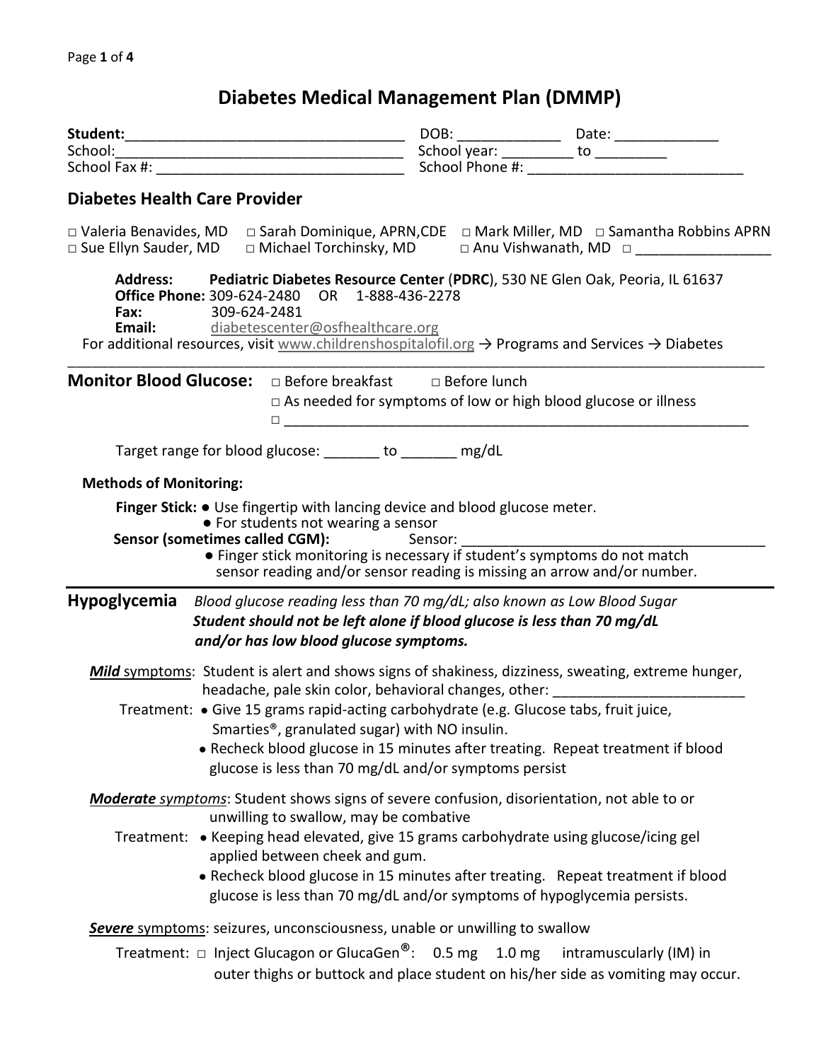# Diabetes Medical Management Plan (DMMP)

**Student:**___________________________________ DOB: _____________ Date: _____________
School:___________________________________ School year: _________ to _________
School Fax #: _______________________________ School Phone #: ___________________________

## Diabetes Health Care Provider

□ Valeria Benavides, MD □ Sarah Dominique, APRN,CDE □ Mark Miller, MD □ Samantha Robbins APRN
□ Sue Ellyn Sauder, MD □ Michael Torchinsky, MD □ Anu Vishwanath, MD □ _________________

**Address:** **Pediatric Diabetes Resource Center** (**PDRC**), 530 NE Glen Oak, Peoria, IL 61637
**Office Phone:** 309-624-2480 OR 1-888-436-2278
**Fax:** 309-624-2481
**Email:** diabetescenter@osfhealthcare.org
For additional resources, visit www.childrenshospitalofil.org → Programs and Services → Diabetes

---

## Monitor Blood Glucose:

□ Before breakfast □ Before lunch
□ As needed for symptoms of low or high blood glucose or illness
□ ___________________________________________________________

Target range for blood glucose: _______ to _______ mg/dL

**Methods of Monitoring:**

**Finger Stick:**
- Use fingertip with lancing device and blood glucose meter.
- For students not wearing a sensor

**Sensor (sometimes called CGM):** Sensor: ________________________________________
- Finger stick monitoring is necessary if student's symptoms do not match sensor reading and/or sensor reading is missing an arrow and/or number.

---

## Hypoglycemia

*Blood glucose reading less than 70 mg/dL; also known as Low Blood Sugar*
***Student should not be left alone if blood glucose is less than 70 mg/dL and/or has low blood glucose symptoms.***

***Mild*** symptoms: Student is alert and shows signs of shakiness, dizziness, sweating, extreme hunger, headache, pale skin color, behavioral changes, other: ________________________

Treatment:
- Give 15 grams rapid-acting carbohydrate (e.g. Glucose tabs, fruit juice, Smarties®, granulated sugar) with NO insulin.
- Recheck blood glucose in 15 minutes after treating. Repeat treatment if blood glucose is less than 70 mg/dL and/or symptoms persist

***Moderate** symptoms*: Student shows signs of severe confusion, disorientation, not able to or unwilling to swallow, may be combative

Treatment:
- Keeping head elevated, give 15 grams carbohydrate using glucose/icing gel applied between cheek and gum.
- Recheck blood glucose in 15 minutes after treating. Repeat treatment if blood glucose is less than 70 mg/dL and/or symptoms of hypoglycemia persists.

***Severe*** symptoms: seizures, unconsciousness, unable or unwilling to swallow

Treatment: □ Inject Glucagon or GlucaGen®: 0.5 mg 1.0 mg intramuscularly (IM) in outer thighs or buttock and place student on his/her side as vomiting may occur.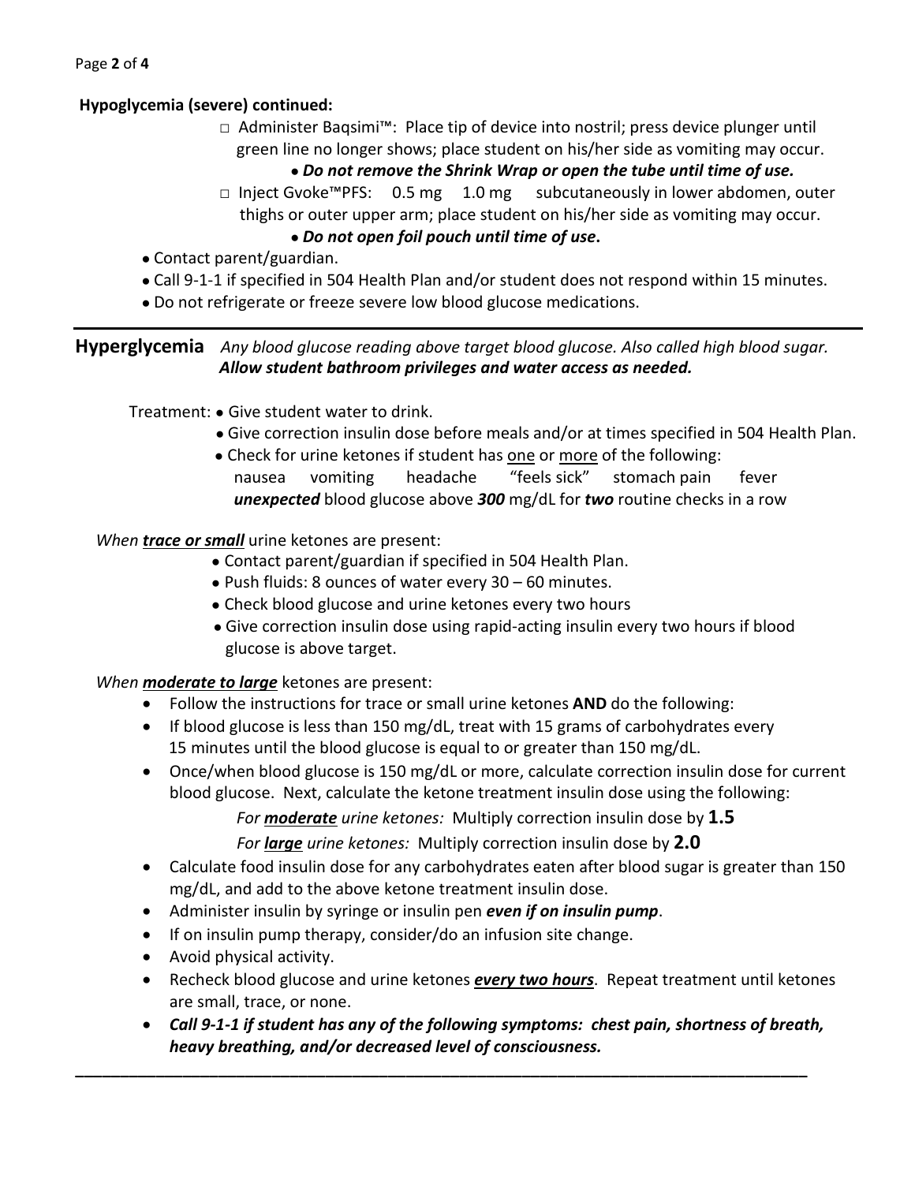**Hypoglycemia (severe) continued:**

- □ Administer Baqsimi™: Place tip of device into nostril; press device plunger until green line no longer shows; place student on his/her side as vomiting may occur.
  - ***Do not remove the Shrink Wrap or open the tube until time of use.***
- □ Inject Gvoke™PFS: 0.5 mg 1.0 mg subcutaneously in lower abdomen, outer thighs or outer upper arm; place student on his/her side as vomiting may occur.
  - ***Do not open foil pouch until time of use*.**

- Contact parent/guardian.
- Call 9-1-1 if specified in 504 Health Plan and/or student does not respond within 15 minutes.
- Do not refrigerate or freeze severe low blood glucose medications.

---

**Hyperglycemia** *Any blood glucose reading above target blood glucose. Also called high blood sugar.* ***Allow student bathroom privileges and water access as needed.***

Treatment:
- Give student water to drink.
- Give correction insulin dose before meals and/or at times specified in 504 Health Plan.
- Check for urine ketones if student has one or more of the following:
  nausea vomiting headache "feels sick" stomach pain fever
  ***unexpected*** blood glucose above ***300*** mg/dL for ***two*** routine checks in a row

*When **trace or small** urine ketones are present:*
- Contact parent/guardian if specified in 504 Health Plan.
- Push fluids: 8 ounces of water every 30 – 60 minutes.
- Check blood glucose and urine ketones every two hours
- Give correction insulin dose using rapid-acting insulin every two hours if blood glucose is above target.

*When **moderate to large** ketones are present:*
- Follow the instructions for trace or small urine ketones **AND** do the following:
- If blood glucose is less than 150 mg/dL, treat with 15 grams of carbohydrates every 15 minutes until the blood glucose is equal to or greater than 150 mg/dL.
- Once/when blood glucose is 150 mg/dL or more, calculate correction insulin dose for current blood glucose. Next, calculate the ketone treatment insulin dose using the following:
  - *For **moderate** urine ketones:* Multiply correction insulin dose by **1.5**
  - *For **large** urine ketones:* Multiply correction insulin dose by **2.0**
- Calculate food insulin dose for any carbohydrates eaten after blood sugar is greater than 150 mg/dL, and add to the above ketone treatment insulin dose.
- Administer insulin by syringe or insulin pen ***even if on insulin pump***.
- If on insulin pump therapy, consider/do an infusion site change.
- Avoid physical activity.
- Recheck blood glucose and urine ketones ***every two hours***. Repeat treatment until ketones are small, trace, or none.
- ***Call 9-1-1 if student has any of the following symptoms: chest pain, shortness of breath, heavy breathing, and/or decreased level of consciousness.***

---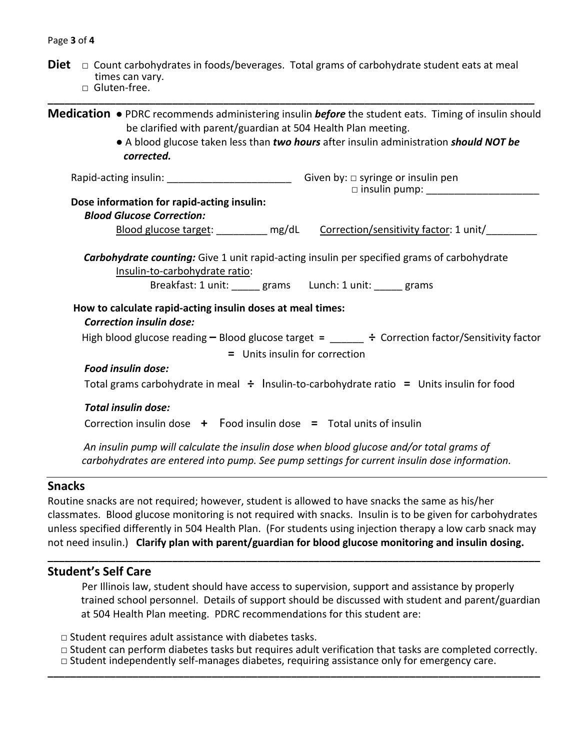**Diet** □ Count carbohydrates in foods/beverages. Total grams of carbohydrate student eats at meal times can vary.
□ Gluten-free.

---

**Medication**
- PDRC recommends administering insulin ***before*** the student eats. Timing of insulin should be clarified with parent/guardian at 504 Health Plan meeting.
- A blood glucose taken less than ***two hours*** after insulin administration ***should NOT be corrected.***

Rapid-acting insulin: ______________________ Given by: □ syringe or insulin pen
□ insulin pump: ____________________

**Dose information for rapid-acting insulin:**

***Blood Glucose Correction:***

Blood glucose target: _________ mg/dL Correction/sensitivity factor: 1 unit/_________

***Carbohydrate counting:*** Give 1 unit rapid-acting insulin per specified grams of carbohydrate

Insulin-to-carbohydrate ratio:

Breakfast: 1 unit: _____ grams Lunch: 1 unit: _____ grams

**How to calculate rapid-acting insulin doses at meal times:**

***Correction insulin dose:***

High blood glucose reading **–** Blood glucose target = ______ ÷ Correction factor/Sensitivity factor
**=** Units insulin for correction

***Food insulin dose:***

Total grams carbohydrate in meal ÷ Insulin-to-carbohydrate ratio **=** Units insulin for food

***Total insulin dose:***

Correction insulin dose **+** Food insulin dose **=** Total units of insulin

*An insulin pump will calculate the insulin dose when blood glucose and/or total grams of carbohydrates are entered into pump. See pump settings for current insulin dose information.*

## Snacks

Routine snacks are not required; however, student is allowed to have snacks the same as his/her classmates. Blood glucose monitoring is not required with snacks. Insulin is to be given for carbohydrates unless specified differently in 504 Health Plan. (For students using injection therapy a low carb snack may not need insulin.) **Clarify plan with parent/guardian for blood glucose monitoring and insulin dosing.**

## Student's Self Care

Per Illinois law, student should have access to supervision, support and assistance by properly trained school personnel. Details of support should be discussed with student and parent/guardian at 504 Health Plan meeting. PDRC recommendations for this student are:

□ Student requires adult assistance with diabetes tasks.
□ Student can perform diabetes tasks but requires adult verification that tasks are completed correctly.
□ Student independently self-manages diabetes, requiring assistance only for emergency care.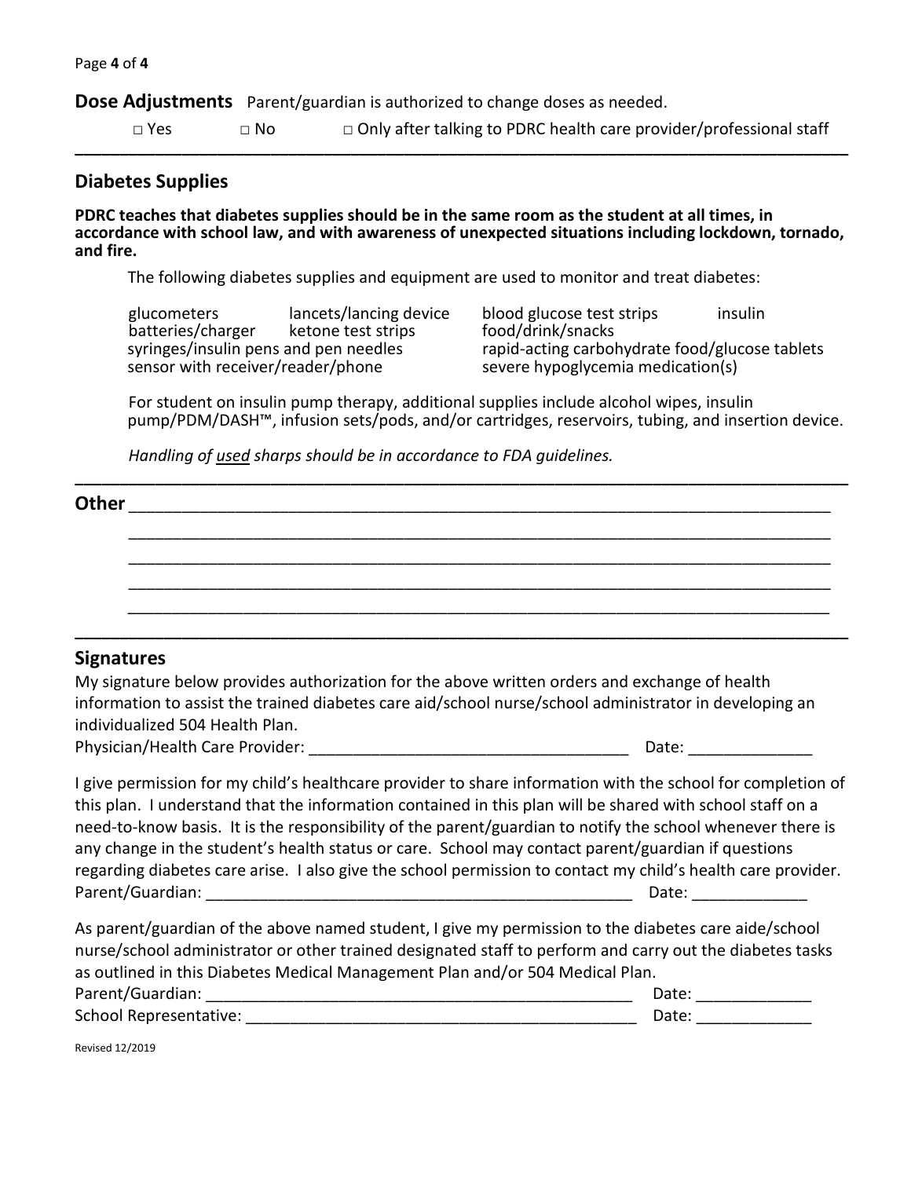## Dose Adjustments

Parent/guardian is authorized to change doses as needed.

□ Yes □ No □ Only after talking to PDRC health care provider/professional staff

---

## Diabetes Supplies

**PDRC teaches that diabetes supplies should be in the same room as the student at all times, in accordance with school law, and with awareness of unexpected situations including lockdown, tornado, and fire.**

The following diabetes supplies and equipment are used to monitor and treat diabetes:

| | | | |
|---|---|---|---|
| glucometers | lancets/lancing device | blood glucose test strips | insulin |
| batteries/charger | ketone test strips | food/drink/snacks | |
| syringes/insulin pens and pen needles | | rapid-acting carbohydrate food/glucose tablets | |
| sensor with receiver/reader/phone | | severe hypoglycemia medication(s) | |

For student on insulin pump therapy, additional supplies include alcohol wipes, insulin pump/PDM/DASH™, infusion sets/pods, and/or cartridges, reservoirs, tubing, and insertion device.

*Handling of used sharps should be in accordance to FDA guidelines.*

---

## Other

______________________________________________________________________________

______________________________________________________________________________

______________________________________________________________________________

______________________________________________________________________________

______________________________________________________________________________

---

## Signatures

My signature below provides authorization for the above written orders and exchange of health information to assist the trained diabetes care aid/school nurse/school administrator in developing an individualized 504 Health Plan.

Physician/Health Care Provider: ____________________________________ Date: ______________

I give permission for my child's healthcare provider to share information with the school for completion of this plan. I understand that the information contained in this plan will be shared with school staff on a need-to-know basis. It is the responsibility of the parent/guardian to notify the school whenever there is any change in the student's health status or care. School may contact parent/guardian if questions regarding diabetes care arise. I also give the school permission to contact my child's health care provider.

Parent/Guardian: _________________________________________________ Date: _____________

As parent/guardian of the above named student, I give my permission to the diabetes care aide/school nurse/school administrator or other trained designated staff to perform and carry out the diabetes tasks as outlined in this Diabetes Medical Management Plan and/or 504 Medical Plan.

Parent/Guardian: _________________________________________________ Date: _____________

School Representative: _____________________________________________ Date: _____________

Revised 12/2019